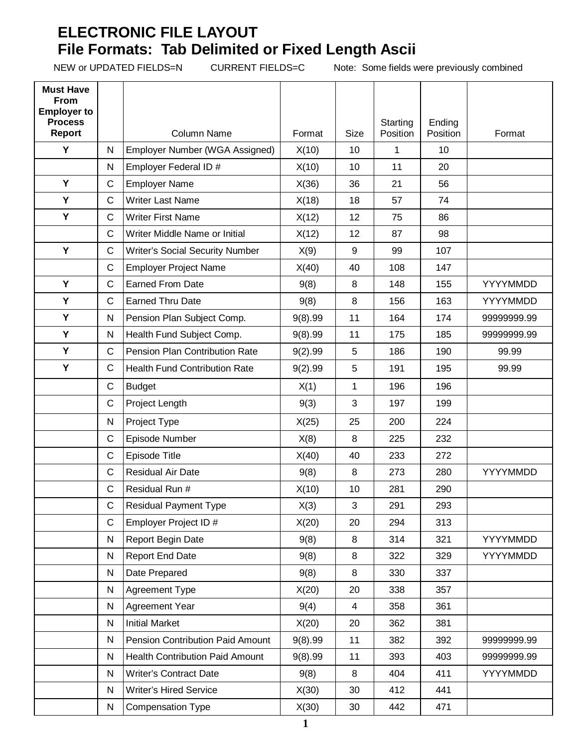# ELECTRONIC FILE LAYOUT
# File Formats: Tab Delimited or Fixed Length Ascii

NEW or UPDATED FIELDS=N    CURRENT FIELDS=C    Note: Some fields were previously combined

| Must Have From Employer to Process Report | | Column Name | Format | Size | Starting Position | Ending Position | Format |
|---|---|---|---|---|---|---|---|
| Y | N | Employer Number (WGA Assigned) | X(10) | 10 | 1 | 10 | |
| | N | Employer Federal ID # | X(10) | 10 | 11 | 20 | |
| Y | C | Employer Name | X(36) | 36 | 21 | 56 | |
| Y | C | Writer Last Name | X(18) | 18 | 57 | 74 | |
| Y | C | Writer First Name | X(12) | 12 | 75 | 86 | |
| | C | Writer Middle Name or Initial | X(12) | 12 | 87 | 98 | |
| Y | C | Writer's Social Security Number | X(9) | 9 | 99 | 107 | |
| | C | Employer Project Name | X(40) | 40 | 108 | 147 | |
| Y | C | Earned From Date | 9(8) | 8 | 148 | 155 | YYYYMMDD |
| Y | C | Earned Thru Date | 9(8) | 8 | 156 | 163 | YYYYMMDD |
| Y | N | Pension Plan Subject Comp. | 9(8).99 | 11 | 164 | 174 | 99999999.99 |
| Y | N | Health Fund Subject Comp. | 9(8).99 | 11 | 175 | 185 | 99999999.99 |
| Y | C | Pension Plan Contribution Rate | 9(2).99 | 5 | 186 | 190 | 99.99 |
| Y | C | Health Fund Contribution Rate | 9(2).99 | 5 | 191 | 195 | 99.99 |
| | C | Budget | X(1) | 1 | 196 | 196 | |
| | C | Project Length | 9(3) | 3 | 197 | 199 | |
| | N | Project Type | X(25) | 25 | 200 | 224 | |
| | C | Episode Number | X(8) | 8 | 225 | 232 | |
| | C | Episode Title | X(40) | 40 | 233 | 272 | |
| | C | Residual Air Date | 9(8) | 8 | 273 | 280 | YYYYMMDD |
| | C | Residual Run # | X(10) | 10 | 281 | 290 | |
| | C | Residual Payment Type | X(3) | 3 | 291 | 293 | |
| | C | Employer Project ID # | X(20) | 20 | 294 | 313 | |
| | N | Report Begin Date | 9(8) | 8 | 314 | 321 | YYYYMMDD |
| | N | Report End Date | 9(8) | 8 | 322 | 329 | YYYYMMDD |
| | N | Date Prepared | 9(8) | 8 | 330 | 337 | |
| | N | Agreement Type | X(20) | 20 | 338 | 357 | |
| | N | Agreement Year | 9(4) | 4 | 358 | 361 | |
| | N | Initial Market | X(20) | 20 | 362 | 381 | |
| | N | Pension Contribution Paid Amount | 9(8).99 | 11 | 382 | 392 | 99999999.99 |
| | N | Health Contribution Paid Amount | 9(8).99 | 11 | 393 | 403 | 99999999.99 |
| | N | Writer's Contract Date | 9(8) | 8 | 404 | 411 | YYYYMMDD |
| | N | Writer's Hired Service | X(30) | 30 | 412 | 441 | |
| | N | Compensation Type | X(30) | 30 | 442 | 471 | |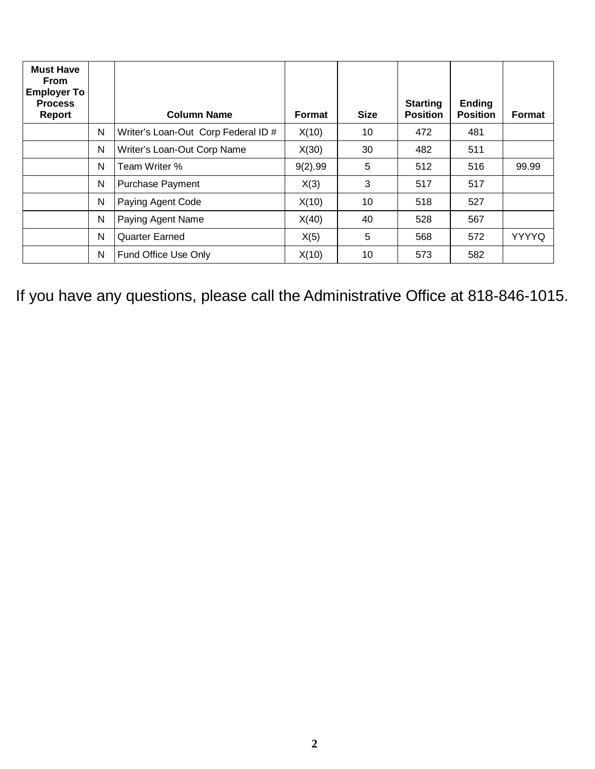| Must Have From Employer To Process Report | | Column Name | Format | Size | Starting Position | Ending Position | Format |
|---|---|---|---|---|---|---|---|
| | N | Writer's Loan-Out Corp Federal ID # | X(10) | 10 | 472 | 481 | |
| | N | Writer's Loan-Out Corp Name | X(30) | 30 | 482 | 511 | |
| | N | Team Writer % | 9(2).99 | 5 | 512 | 516 | 99.99 |
| | N | Purchase Payment | X(3) | 3 | 517 | 517 | |
| | N | Paying Agent Code | X(10) | 10 | 518 | 527 | |
| | N | Paying Agent Name | X(40) | 40 | 528 | 567 | |
| | N | Quarter Earned | X(5) | 5 | 568 | 572 | YYYYQ |
| | N | Fund Office Use Only | X(10) | 10 | 573 | 582 | |

If you have any questions, please call the Administrative Office at 818-846-1015.